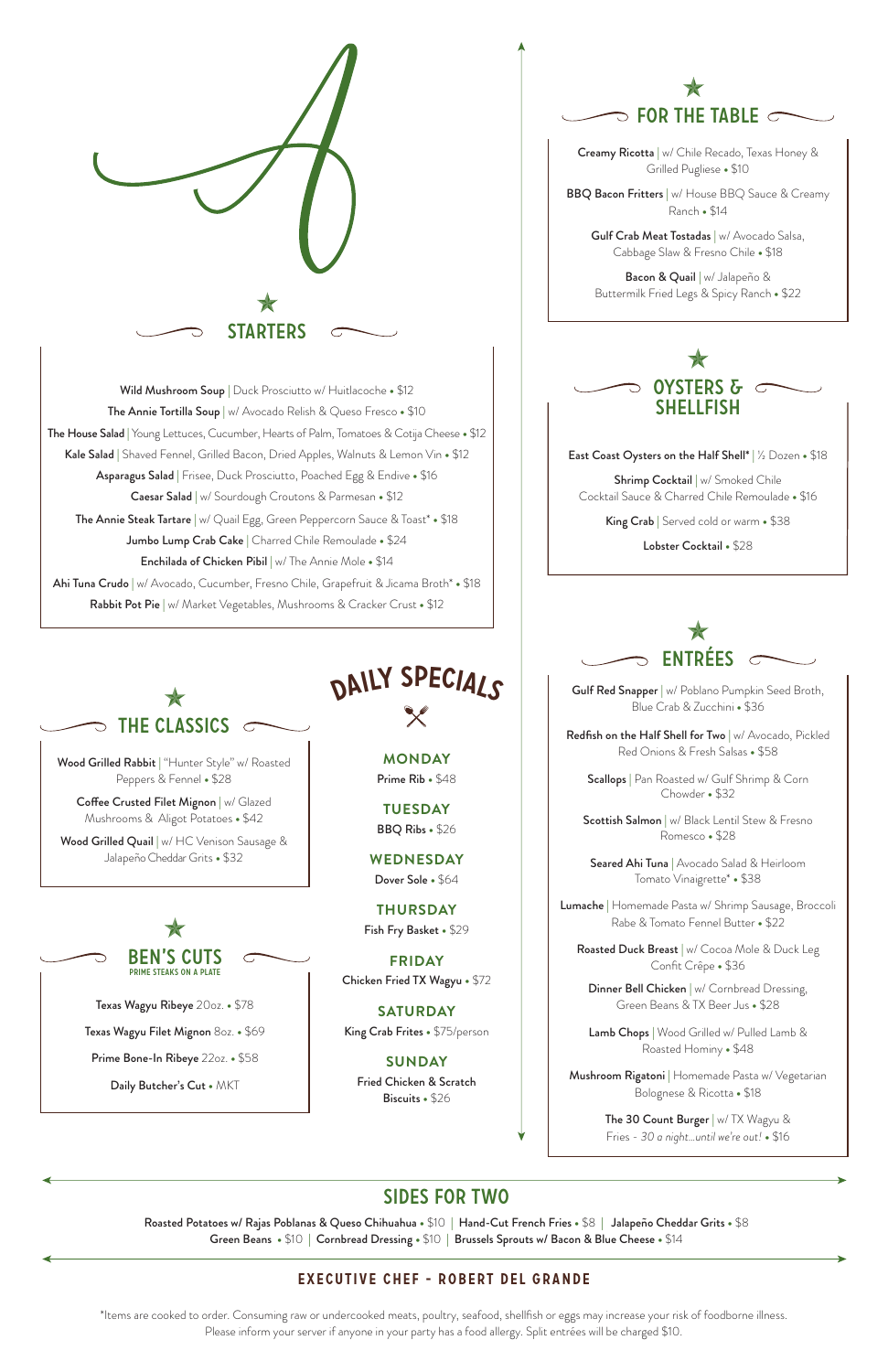## STARTERS

**Wild Mushroom Soup** | Duck Prosciutto w/ Huitlacoche • $12

**The Annie Tortilla Soup** | w/ Avocado Relish & Queso Fresco • $10

**The House Salad** | Young Lettuces, Cucumber, Hearts of Palm, Tomatoes & Cotija Cheese • $12

**Kale Salad** | Shaved Fennel, Grilled Bacon, Dried Apples, Walnuts & Lemon Vin • $12

**Asparagus Salad** | Frisee, Duck Prosciutto, Poached Egg & Endive • $16

**Caesar Salad** | w/ Sourdough Croutons & Parmesan • $12

**The Annie Steak Tartare** | w/ Quail Egg, Green Peppercorn Sauce & Toast* • $18

**Jumbo Lump Crab Cake** | Charred Chile Remoulade • $24

**Enchilada of Chicken Pibil** | w/ The Annie Mole • $14

**Ahi Tuna Crudo** | w/ Avocado, Cucumber, Fresno Chile, Grapefruit & Jicama Broth* • $18

**Rabbit Pot Pie** | w/ Market Vegetables, Mushrooms & Cracker Crust • $12

## THE CLASSICS

**Wood Grilled Rabbit** | "Hunter Style" w/ Roasted Peppers & Fennel • $28

**Coffee Crusted Filet Mignon** | w/ Glazed Mushrooms & Aligot Potatoes • $42

**Wood Grilled Quail** | w/ HC Venison Sausage & Jalapeño Cheddar Grits • $32

## BEN'S CUTS

PRIME STEAKS ON A PLATE

**Texas Wagyu Ribeye** 20oz. • $78

**Texas Wagyu Filet Mignon** 8oz. • $69

**Prime Bone-In Ribeye** 22oz. • $58

**Daily Butcher's Cut** • MKT

## DAILY SPECIALS

**MONDAY**
Prime Rib • $48

**TUESDAY**
BBQ Ribs • $26

**WEDNESDAY**
Dover Sole • $64

**THURSDAY**
Fish Fry Basket • $29

**FRIDAY**
Chicken Fried TX Wagyu • $72

**SATURDAY**
King Crab Frites • $75/person

**SUNDAY**
Fried Chicken & Scratch Biscuits • $26

## FOR THE TABLE

**Creamy Ricotta** | w/ Chile Recado, Texas Honey & Grilled Pugliese • $10

**BBQ Bacon Fritters** | w/ House BBQ Sauce & Creamy Ranch • $14

**Gulf Crab Meat Tostadas** | w/ Avocado Salsa, Cabbage Slaw & Fresno Chile • $18

**Bacon & Quail** | w/ Jalapeño & Buttermilk Fried Legs & Spicy Ranch • $22

## OYSTERS & SHELLFISH

**East Coast Oysters on the Half Shell*** | ½ Dozen • $18

**Shrimp Cocktail** | w/ Smoked Chile Cocktail Sauce & Charred Chile Remoulade • $16

**King Crab** | Served cold or warm • $38

**Lobster Cocktail** • $28

## ENTRÉES

**Gulf Red Snapper** | w/ Poblano Pumpkin Seed Broth, Blue Crab & Zucchini • $36

**Redfish on the Half Shell for Two** | w/ Avocado, Pickled Red Onions & Fresh Salsas • $58

**Scallops** | Pan Roasted w/ Gulf Shrimp & Corn Chowder • $32

**Scottish Salmon** | w/ Black Lentil Stew & Fresno Romesco • $28

**Seared Ahi Tuna** | Avocado Salad & Heirloom Tomato Vinaigrette* • $38

**Lumache** | Homemade Pasta w/ Shrimp Sausage, Broccoli Rabe & Tomato Fennel Butter • $22

**Roasted Duck Breast** | w/ Cocoa Mole & Duck Leg Confit Crêpe • $36

**Dinner Bell Chicken** | w/ Cornbread Dressing, Green Beans & TX Beer Jus • $28

**Lamb Chops** | Wood Grilled w/ Pulled Lamb & Roasted Hominy • $48

**Mushroom Rigatoni** | Homemade Pasta w/ Vegetarian Bolognese & Ricotta • $18

**The 30 Count Burger** | w/ TX Wagyu & Fries - *30 a night...until we're out!* • $16

## SIDES FOR TWO

**Roasted Potatoes w/ Rajas Poblanas & Queso Chihuahua** • $10 | **Hand-Cut French Fries** • $8 | **Jalapeño Cheddar Grits** • $8 | **Green Beans** • $10 | **Cornbread Dressing** • $10 | **Brussels Sprouts w/ Bacon & Blue Cheese** • $14

### EXECUTIVE CHEF - ROBERT DEL GRANDE

*Items are cooked to order. Consuming raw or undercooked meats, poultry, seafood, shellfish or eggs may increase your risk of foodborne illness. Please inform your server if anyone in your party has a food allergy. Split entrées will be charged $10.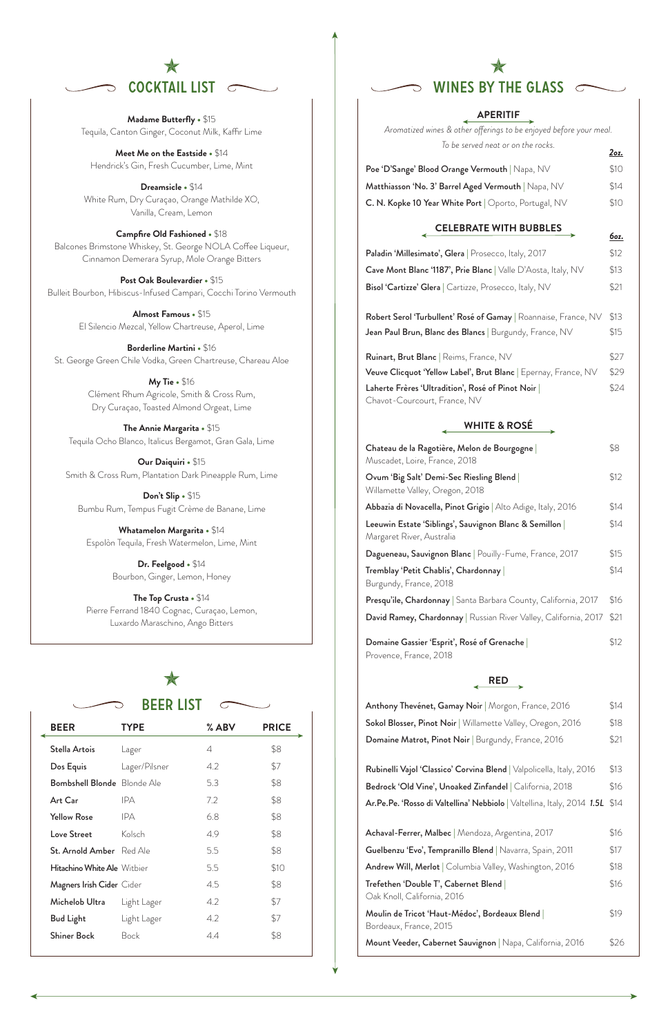## COCKTAIL LIST

**Madame Butterfly** • $15
Tequila, Canton Ginger, Coconut Milk, Kaffir Lime

**Meet Me on the Eastside** • $14
Hendrick's Gin, Fresh Cucumber, Lime, Mint

**Dreamsicle** • $14
White Rum, Dry Curaçao, Orange Mathilde XO, Vanilla, Cream, Lemon

**Campfire Old Fashioned** • $18
Balcones Brimstone Whiskey, St. George NOLA Coffee Liqueur, Cinnamon Demerara Syrup, Mole Orange Bitters

**Post Oak Boulevardier** • $15
Bulleit Bourbon, Hibiscus-Infused Campari, Cocchi Torino Vermouth

**Almost Famous** • $15
El Silencio Mezcal, Yellow Chartreuse, Aperol, Lime

**Borderline Martini** • $16
St. George Green Chile Vodka, Green Chartreuse, Chareau Aloe

**My Tie** • $16
Clément Rhum Agricole, Smith & Cross Rum, Dry Curaçao, Toasted Almond Orgeat, Lime

**The Annie Margarita** • $15
Tequila Ocho Blanco, Italicus Bergamot, Gran Gala, Lime

**Our Daiquiri** • $15
Smith & Cross Rum, Plantation Dark Pineapple Rum, Lime

**Don't Slip** • $15
Bumbu Rum, Tempus Fugit Crème de Banane, Lime

**Whatamelon Margarita** • $14
Espolòn Tequila, Fresh Watermelon, Lime, Mint

**Dr. Feelgood** • $14
Bourbon, Ginger, Lemon, Honey

**The Top Crusta** • $14
Pierre Ferrand 1840 Cognac, Curaçao, Lemon, Luxardo Maraschino, Ango Bitters

## BEER LIST

| BEER | TYPE | % ABV | PRICE |
|---|---|---|---|
| **Stella Artois** | Lager | 4 | $8 |
| **Dos Equis** | Lager/Pilsner | 4.2 | $7 |
| **Bombshell Blonde** | Blonde Ale | 5.3 | $8 |
| **Art Car** | IPA | 7.2 | $8 |
| **Yellow Rose** | IPA | 6.8 | $8 |
| **Love Street** | Kolsch | 4.9 | $8 |
| **St. Arnold Amber** | Red Ale | 5.5 | $8 |
| **Hitachino White Ale** | Witbier | 5.5 | $10 |
| **Magners Irish Cider** | Cider | 4.5 | $8 |
| **Michelob Ultra** | Light Lager | 4.2 | $7 |
| **Bud Light** | Light Lager | 4.2 | $7 |
| **Shiner Bock** | Bock | 4.4 | $8 |

## WINES BY THE GLASS

### APERITIF

*Aromatized wines & other offerings to be enjoyed before your meal. To be served neat or on the rocks.*

| | ***2oz.*** |
|---|---|
| **Poe 'D'Sange' Blood Orange Vermouth** \| Napa, NV | $10 |
| **Matthiasson 'No. 3' Barrel Aged Vermouth** \| Napa, NV | $14 |
| **C. N. Kopke 10 Year White Port** \| Oporto, Portugal, NV | $10 |

### CELEBRATE WITH BUBBLES

| | ***6oz.*** |
|---|---|
| **Paladin 'Millesimato', Glera** \| Prosecco, Italy, 2017 | $12 |
| **Cave Mont Blanc '1187', Prie Blanc** \| Valle D'Aosta, Italy, NV | $13 |
| **Bisol 'Cartizze' Glera** \| Cartizze, Prosecco, Italy, NV | $21 |
| **Robert Serol 'Turbullent' Rosé of Gamay** \| Roannaise, France, NV | $13 |
| **Jean Paul Brun, Blanc des Blancs** \| Burgundy, France, NV | $15 |
| **Ruinart, Brut Blanc** \| Reims, France, NV | $27 |
| **Veuve Clicquot 'Yellow Label', Brut Blanc** \| Epernay, France, NV | $29 |
| **Laherte Frères 'Ultradition', Rosé of Pinot Noir** \| Chavot-Courcourt, France, NV | $24 |

### WHITE & ROSÉ

| | |
|---|---|
| **Chateau de la Ragotière, Melon de Bourgogne** \| Muscadet, Loire, France, 2018 | $8 |
| **Ovum 'Big Salt' Demi-Sec Riesling Blend** \| Willamette Valley, Oregon, 2018 | $12 |
| **Abbazia di Novacella, Pinot Grigio** \| Alto Adige, Italy, 2016 | $14 |
| **Leeuwin Estate 'Siblings', Sauvignon Blanc & Semillon** \| Margaret River, Australia | $14 |
| **Dagueneau, Sauvignon Blanc** \| Pouilly-Fume, France, 2017 | $15 |
| **Tremblay 'Petit Chablis', Chardonnay** \| Burgundy, France, 2018 | $14 |
| **Presqu'ile, Chardonnay** \| Santa Barbara County, California, 2017 | $16 |
| **David Ramey, Chardonnay** \| Russian River Valley, California, 2017 | $21 |
| **Domaine Gassier 'Esprit', Rosé of Grenache** \| Provence, France, 2018 | $12 |

### RED

| | |
|---|---|
| **Anthony Thevénet, Gamay Noir** \| Morgon, France, 2016 | $14 |
| **Sokol Blosser, Pinot Noir** \| Willamette Valley, Oregon, 2016 | $18 |
| **Domaine Matrot, Pinot Noir** \| Burgundy, France, 2016 | $21 |
| **Rubinelli Vajol 'Classico' Corvina Blend** \| Valpolicella, Italy, 2016 | $13 |
| **Bedrock 'Old Vine', Unoaked Zinfandel** \| California, 2018 | $16 |
| **Ar.Pe.Pe. 'Rosso di Valtellina' Nebbiolo** \| Valtellina, Italy, 2014 ***1.5L*** | $14 |
| **Achaval-Ferrer, Malbec** \| Mendoza, Argentina, 2017 | $16 |
| **Guelbenzu 'Evo', Tempranillo Blend** \| Navarra, Spain, 2011 | $17 |
| **Andrew Will, Merlot** \| Columbia Valley, Washington, 2016 | $18 |
| **Trefethen 'Double T', Cabernet Blend** \| Oak Knoll, California, 2016 | $16 |
| **Moulin de Tricot 'Haut-Médoc', Bordeaux Blend** \| Bordeaux, France, 2015 | $19 |
| **Mount Veeder, Cabernet Sauvignon** \| Napa, California, 2016 | $26 |